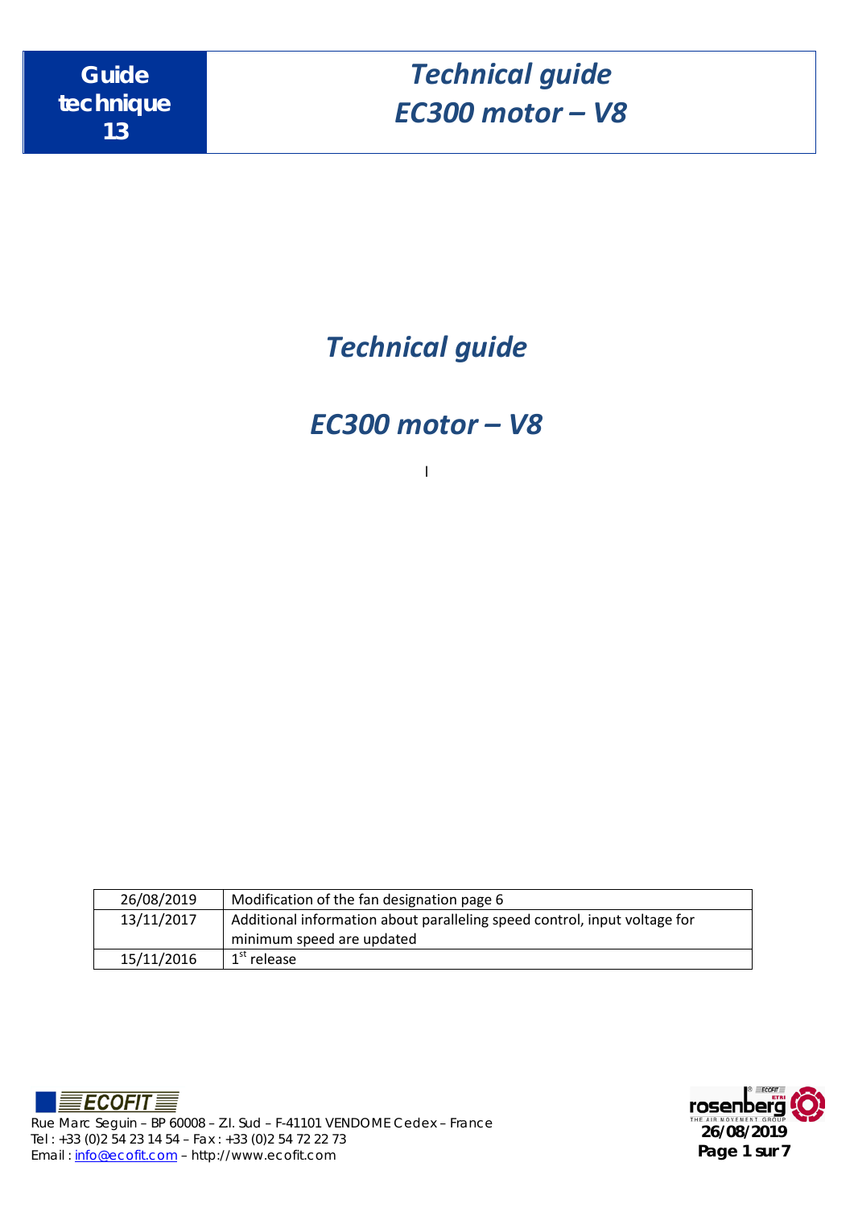# Technical guide

## EC300 motor – V8

| | |
|---|---|
| 26/08/2019 | Modification of the fan designation page 6 |
| 13/11/2017 | Additional information about paralleling speed control, input voltage for minimum speed are updated |
| 15/11/2016 | 1st release |

Rue Marc Seguin – BP 60008 – Z.I. Sud – F-41101 VENDOME Cedex – France
Tel : +33 (0)2 54 23 14 54 – Fax : +33 (0)2 54 72 22 73
Email : info@ecofit.com – http://www.ecofit.com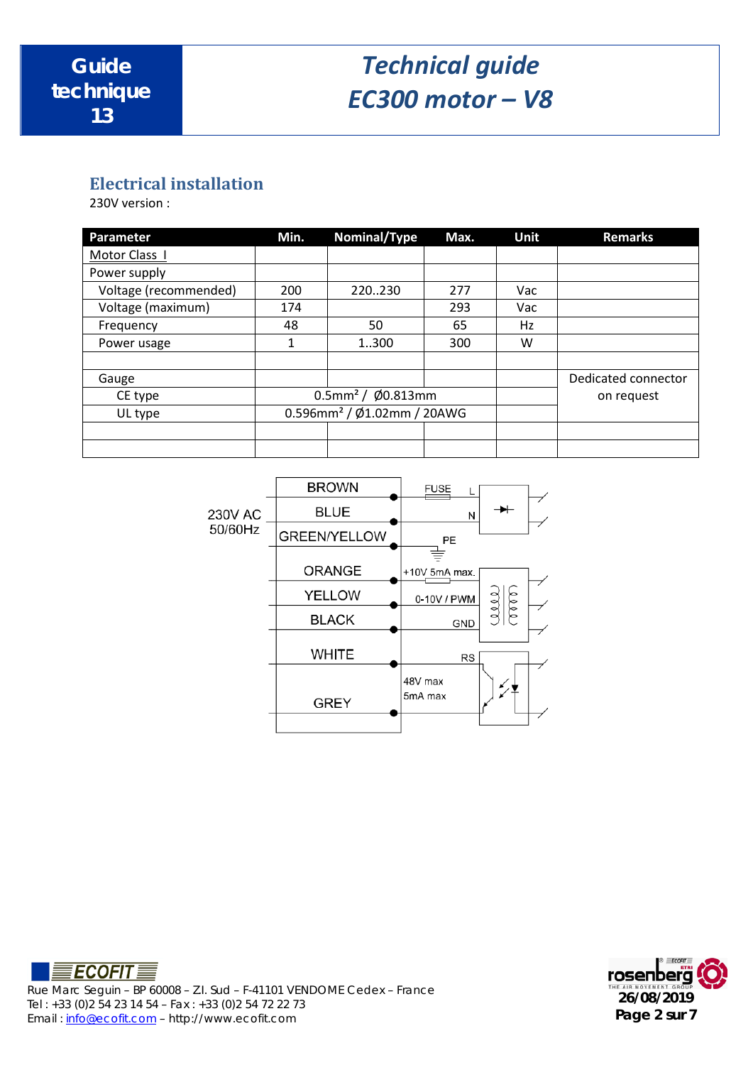## Electrical installation

230V version :

| Parameter | Min. | Nominal/Type | Max. | Unit | Remarks |
|---|---|---|---|---|---|
| Motor Class I | | | | | |
| Power supply | | | | | |
| Voltage (recommended) | 200 | 220..230 | 277 | Vac | |
| Voltage (maximum) | 174 | | 293 | Vac | |
| Frequency | 48 | 50 | 65 | Hz | |
| Power usage | 1 | 1..300 | 300 | W | |
| | | | | | |
| Gauge | | | | | Dedicated connector on request |
| CE type | 0.5mm² / Ø0.813mm | | | | |
| UL type | 0.596mm² / Ø1.02mm / 20AWG | | | | |
| | | | | | |
| | | | | | |

230V AC
50/60Hz

BROWN – FUSE – L
BLUE – N
GREEN/YELLOW – PE
ORANGE – +10V 5mA max.
YELLOW – 0-10V / PWM
BLACK – GND
WHITE – RS
GREY – 48V max 5mA max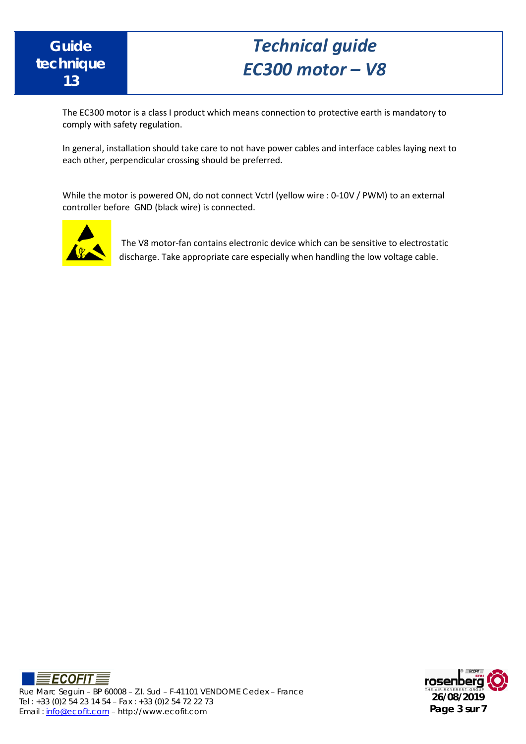The EC300 motor is a class I product which means connection to protective earth is mandatory to comply with safety regulation.

In general, installation should take care to not have power cables and interface cables laying next to each other, perpendicular crossing should be preferred.

While the motor is powered ON, do not connect Vctrl (yellow wire : 0-10V / PWM) to an external controller before GND (black wire) is connected.

The V8 motor-fan contains electronic device which can be sensitive to electrostatic discharge. Take appropriate care especially when handling the low voltage cable.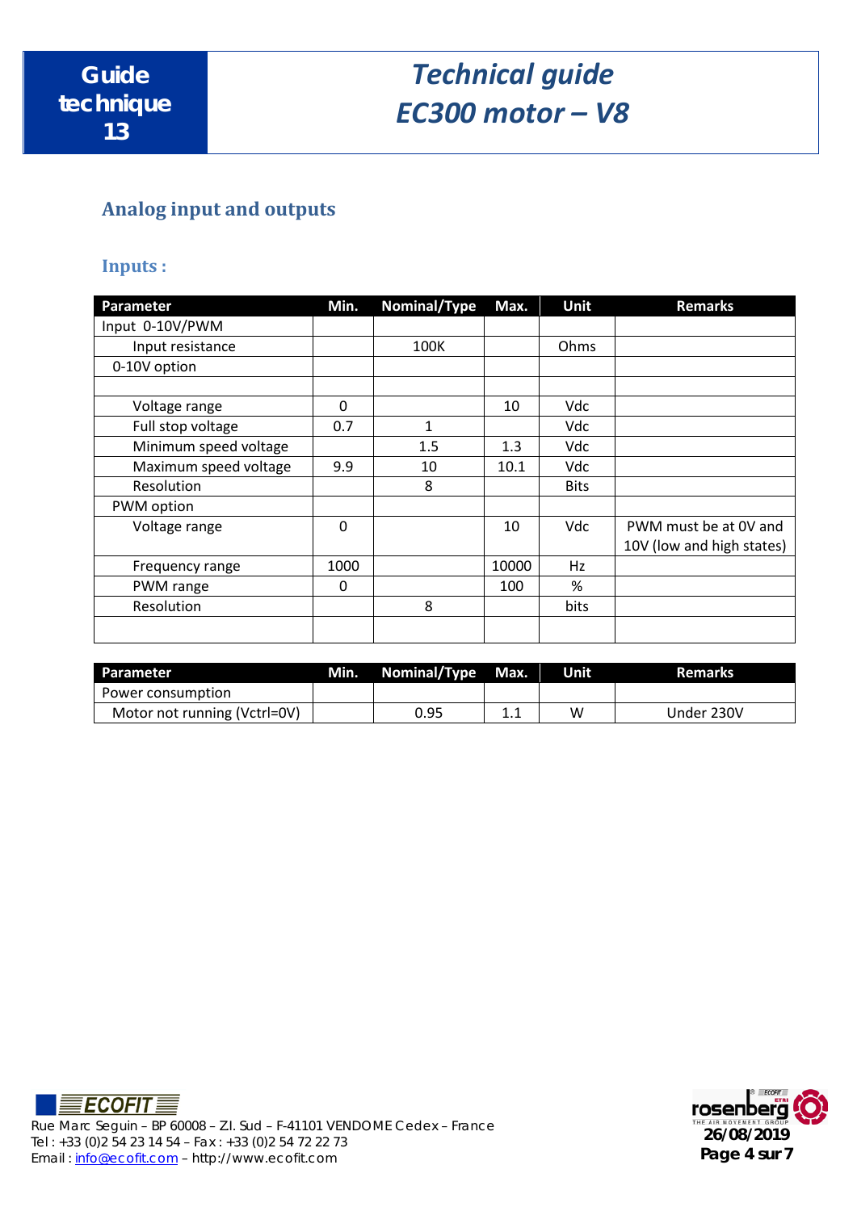## Analog input and outputs

### Inputs :

| Parameter | Min. | Nominal/Type | Max. | Unit | Remarks |
|---|---|---|---|---|---|
| Input 0-10V/PWM | | | | | |
| Input resistance | | 100K | | Ohms | |
| 0-10V option | | | | | |
| | | | | | |
| Voltage range | 0 | | 10 | Vdc | |
| Full stop voltage | 0.7 | 1 | | Vdc | |
| Minimum speed voltage | | 1.5 | 1.3 | Vdc | |
| Maximum speed voltage | 9.9 | 10 | 10.1 | Vdc | |
| Resolution | | 8 | | Bits | |
| PWM option | | | | | |
| Voltage range | 0 | | 10 | Vdc | PWM must be at 0V and 10V (low and high states) |
| Frequency range | 1000 | | 10000 | Hz | |
| PWM range | 0 | | 100 | % | |
| Resolution | | 8 | | bits | |
| | | | | | |

| Parameter | Min. | Nominal/Type | Max. | Unit | Remarks |
|---|---|---|---|---|---|
| Power consumption | | | | | |
| Motor not running (Vctrl=0V) | | 0.95 | 1.1 | W | Under 230V |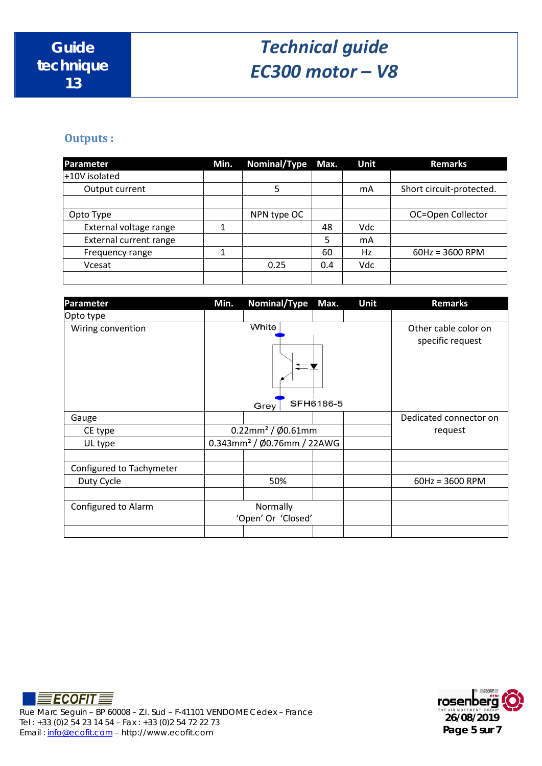## Outputs :

| Parameter | Min. | Nominal/Type | Max. | Unit | Remarks |
|---|---|---|---|---|---|
| +10V isolated | | | | | |
| Output current | | 5 | | mA | Short circuit-protected. |
| | | | | | |
| Opto Type | | NPN type OC | | | OC=Open Collector |
| External voltage range | 1 | | 48 | Vdc | |
| External current range | | | 5 | mA | |
| Frequency range | 1 | | 60 | Hz | 60Hz = 3600 RPM |
| Vcesat | | 0.25 | 0.4 | Vdc | |
| | | | | | |

| Parameter | Min. | Nominal/Type | Max. | Unit | Remarks |
|---|---|---|---|---|---|
| Opto type | | | | | |
| Wiring convention | White / Grey / SFH6186-5 | | | | Other cable color on specific request |
| Gauge | | | | | Dedicated connector on request |
| CE type | 0.22mm² / Ø0.61mm | | | | |
| UL type | 0.343mm² / Ø0.76mm / 22AWG | | | | |
| | | | | | |
| Configured to Tachymeter | | | | | |
| Duty Cycle | | 50% | | | 60Hz = 3600 RPM |
| | | | | | |
| Configured to Alarm | Normally 'Open' Or 'Closed' | | | | |
| | | | | | |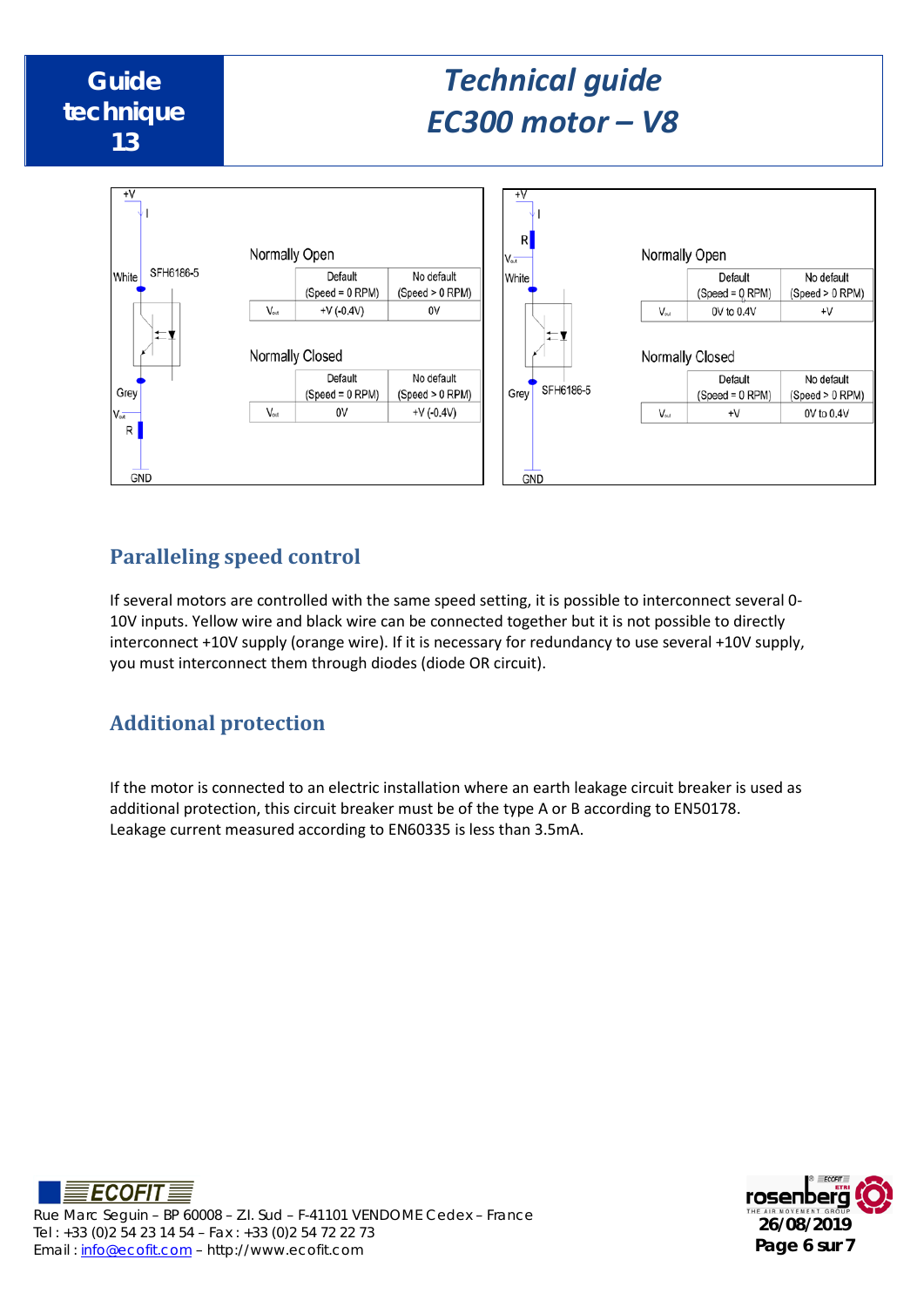+V

White SFH6186-5

Grey

$V_{out}$

R

GND

Normally Open

| | Default (Speed = 0 RPM) | No default (Speed > 0 RPM) |
|---|---|---|
| $V_{out}$ | +V (-0.4V) | 0V |

Normally Closed

| | Default (Speed = 0 RPM) | No default (Speed > 0 RPM) |
|---|---|---|
| $V_{out}$ | 0V | +V (-0.4V) |

+V

R

$V_{out}$

White

Grey SFH6186-5

GND

Normally Open

| | Default (Speed = 0 RPM) | No default (Speed > 0 RPM) |
|---|---|---|
| $V_{out}$ | 0V to 0.4V | +V |

Normally Closed

| | Default (Speed = 0 RPM) | No default (Speed > 0 RPM) |
|---|---|---|
| $V_{out}$ | +V | 0V to 0.4V |

## Paralleling speed control

If several motors are controlled with the same speed setting, it is possible to interconnect several 0-10V inputs. Yellow wire and black wire can be connected together but it is not possible to directly interconnect +10V supply (orange wire). If it is necessary for redundancy to use several +10V supply, you must interconnect them through diodes (diode OR circuit).

## Additional protection

If the motor is connected to an electric installation where an earth leakage circuit breaker is used as additional protection, this circuit breaker must be of the type A or B according to EN50178.
Leakage current measured according to EN60335 is less than 3.5mA.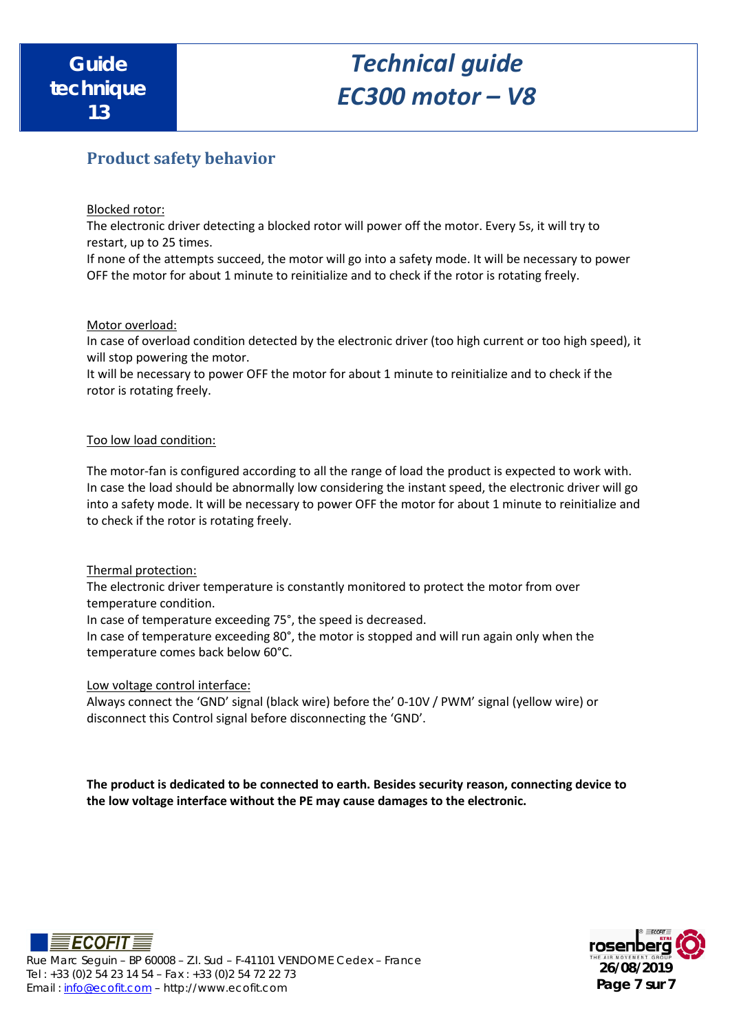## Product safety behavior

Blocked rotor:

The electronic driver detecting a blocked rotor will power off the motor. Every 5s, it will try to restart, up to 25 times.

If none of the attempts succeed, the motor will go into a safety mode. It will be necessary to power OFF the motor for about 1 minute to reinitialize and to check if the rotor is rotating freely.

Motor overload:

In case of overload condition detected by the electronic driver (too high current or too high speed), it will stop powering the motor.

It will be necessary to power OFF the motor for about 1 minute to reinitialize and to check if the rotor is rotating freely.

Too low load condition:

The motor-fan is configured according to all the range of load the product is expected to work with. In case the load should be abnormally low considering the instant speed, the electronic driver will go into a safety mode. It will be necessary to power OFF the motor for about 1 minute to reinitialize and to check if the rotor is rotating freely.

Thermal protection:

The electronic driver temperature is constantly monitored to protect the motor from over temperature condition.

In case of temperature exceeding 75°, the speed is decreased.

In case of temperature exceeding 80°, the motor is stopped and will run again only when the temperature comes back below 60°C.

Low voltage control interface:

Always connect the 'GND' signal (black wire) before the' 0-10V / PWM' signal (yellow wire) or disconnect this Control signal before disconnecting the 'GND'.

**The product is dedicated to be connected to earth. Besides security reason, connecting device to the low voltage interface without the PE may cause damages to the electronic.**